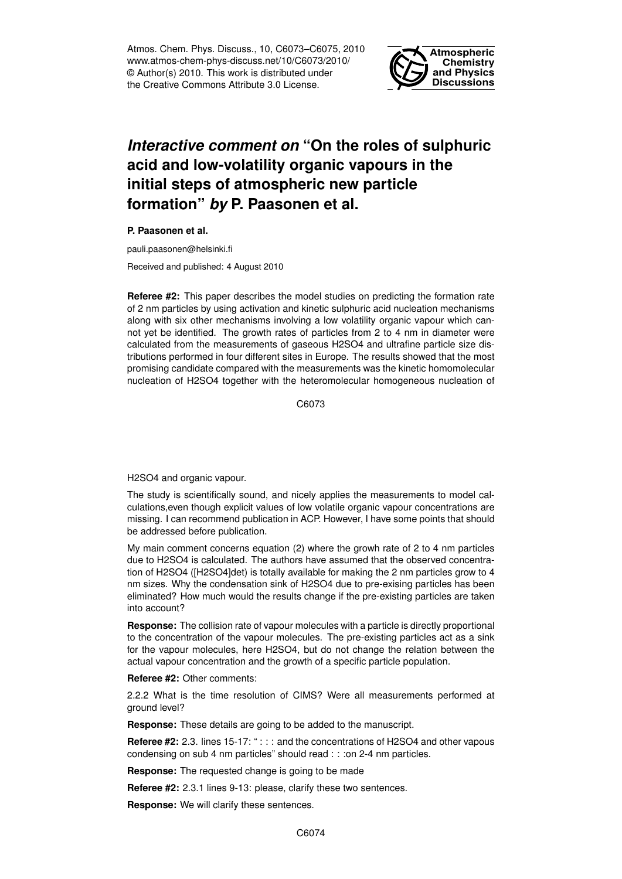Atmos. Chem. Phys. Discuss., 10, C6073–C6075, 2010
www.atmos-chem-phys-discuss.net/10/C6073/2010/
© Author(s) 2010. This work is distributed under
the Creative Commons Attribute 3.0 License.

**Atmospheric Chemistry and Physics Discussions**

# *Interactive comment on* "On the roles of sulphuric acid and low-volatility organic vapours in the initial steps of atmospheric new particle formation" *by* P. Paasonen et al.

**P. Paasonen et al.**

pauli.paasonen@helsinki.fi

Received and published: 4 August 2010

**Referee #2:** This paper describes the model studies on predicting the formation rate of 2 nm particles by using activation and kinetic sulphuric acid nucleation mechanisms along with six other mechanisms involving a low volatility organic vapour which cannot yet be identified. The growth rates of particles from 2 to 4 nm in diameter were calculated from the measurements of gaseous H2SO4 and ultrafine particle size distributions performed in four different sites in Europe. The results showed that the most promising candidate compared with the measurements was the kinetic homomolecular nucleation of H2SO4 together with the heteromolecular homogeneous nucleation of H2SO4 and organic vapour.

The study is scientifically sound, and nicely applies the measurements to model calculations,even though explicit values of low volatile organic vapour concentrations are missing. I can recommend publication in ACP. However, I have some points that should be addressed before publication.

My main comment concerns equation (2) where the growh rate of 2 to 4 nm particles due to H2SO4 is calculated. The authors have assumed that the observed concentration of H2SO4 ([H2SO4]det) is totally available for making the 2 nm particles grow to 4 nm sizes. Why the condensation sink of H2SO4 due to pre-exising particles has been eliminated? How much would the results change if the pre-existing particles are taken into account?

**Response:** The collision rate of vapour molecules with a particle is directly proportional to the concentration of the vapour molecules. The pre-existing particles act as a sink for the vapour molecules, here H2SO4, but do not change the relation between the actual vapour concentration and the growth of a specific particle population.

**Referee #2:** Other comments:

2.2.2 What is the time resolution of CIMS? Were all measurements performed at ground level?

**Response:** These details are going to be added to the manuscript.

**Referee #2:** 2.3. lines 15-17: " : : : and the concentrations of H2SO4 and other vapous condensing on sub 4 nm particles" should read : : :on 2-4 nm particles.

**Response:** The requested change is going to be made

**Referee #2:** 2.3.1 lines 9-13: please, clarify these two sentences.

**Response:** We will clarify these sentences.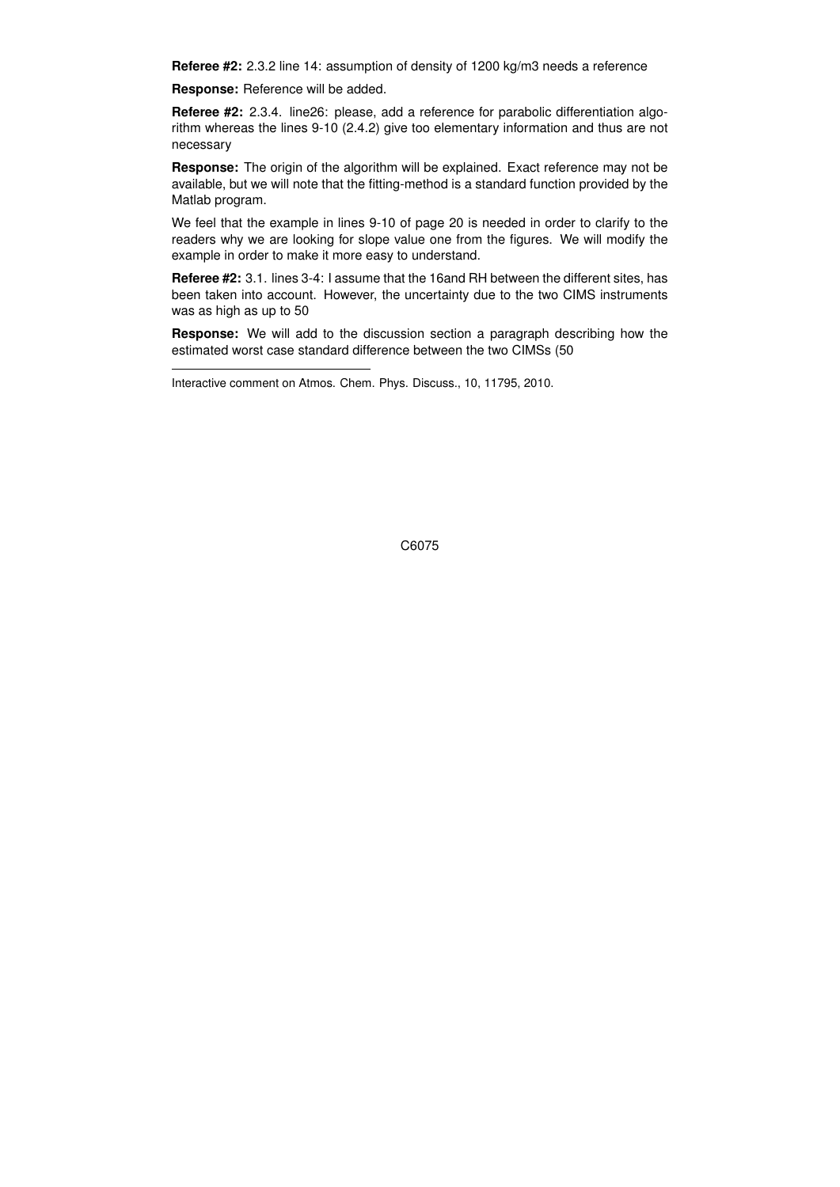**Referee #2:** 2.3.2 line 14: assumption of density of 1200 kg/m3 needs a reference

**Response:** Reference will be added.

**Referee #2:** 2.3.4. line26: please, add a reference for parabolic differentiation algorithm whereas the lines 9-10 (2.4.2) give too elementary information and thus are not necessary

**Response:** The origin of the algorithm will be explained. Exact reference may not be available, but we will note that the fitting-method is a standard function provided by the Matlab program.

We feel that the example in lines 9-10 of page 20 is needed in order to clarify to the readers why we are looking for slope value one from the figures. We will modify the example in order to make it more easy to understand.

**Referee #2:** 3.1. lines 3-4: I assume that the 16and RH between the different sites, has been taken into account. However, the uncertainty due to the two CIMS instruments was as high as up to 50

**Response:** We will add to the discussion section a paragraph describing how the estimated worst case standard difference between the two CIMSs (50

---

Interactive comment on Atmos. Chem. Phys. Discuss., 10, 11795, 2010.